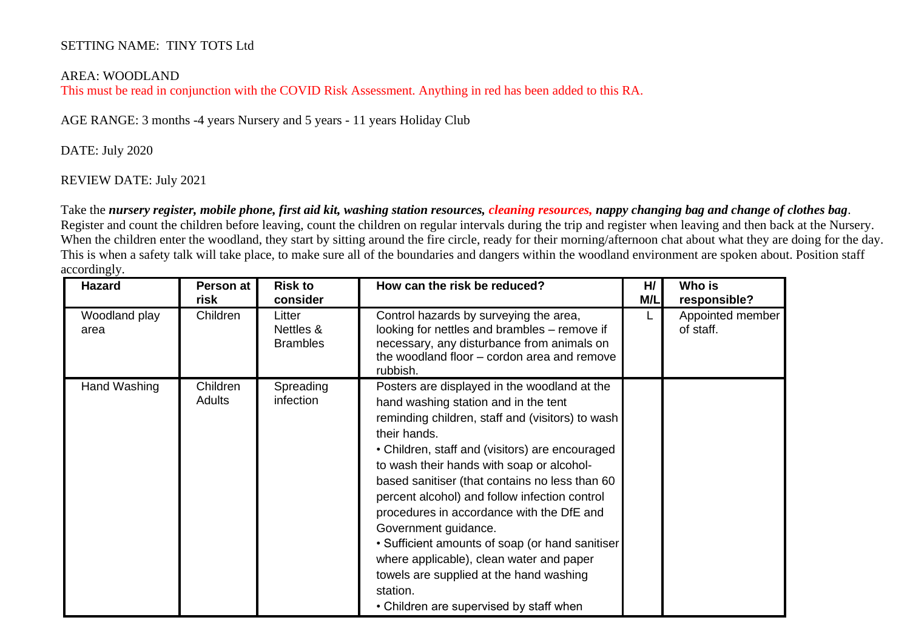SETTING NAME: TINY TOTS Ltd

AREA: WOODLAND

This must be read in conjunction with the COVID Risk Assessment. Anything in red has been added to this RA.

AGE RANGE: 3 months -4 years Nursery and 5 years - 11 years Holiday Club

DATE: July 2020

REVIEW DATE: July 2021

Take the ***nursery register, mobile phone, first aid kit, washing station resources, cleaning resources, nappy changing bag and change of clothes bag***. Register and count the children before leaving, count the children on regular intervals during the trip and register when leaving and then back at the Nursery. When the children enter the woodland, they start by sitting around the fire circle, ready for their morning/afternoon chat about what they are doing for the day. This is when a safety talk will take place, to make sure all of the boundaries and dangers within the woodland environment are spoken about. Position staff accordingly.

| Hazard | Person at risk | Risk to consider | How can the risk be reduced? | H/ M/L | Who is responsible? |
|---|---|---|---|---|---|
| Woodland play area | Children | Litter<br>Nettles & Brambles | Control hazards by surveying the area, looking for nettles and brambles – remove if necessary, any disturbance from animals on the woodland floor – cordon area and remove rubbish. | L | Appointed member of staff. |
| Hand Washing | Children<br>Adults | Spreading infection | Posters are displayed in the woodland at the hand washing station and in the tent reminding children, staff and (visitors) to wash their hands.<br>• Children, staff and (visitors) are encouraged to wash their hands with soap or alcohol-based sanitiser (that contains no less than 60 percent alcohol) and follow infection control procedures in accordance with the DfE and Government guidance.<br>• Sufficient amounts of soap (or hand sanitiser where applicable), clean water and paper towels are supplied at the hand washing station.<br>• Children are supervised by staff when | | |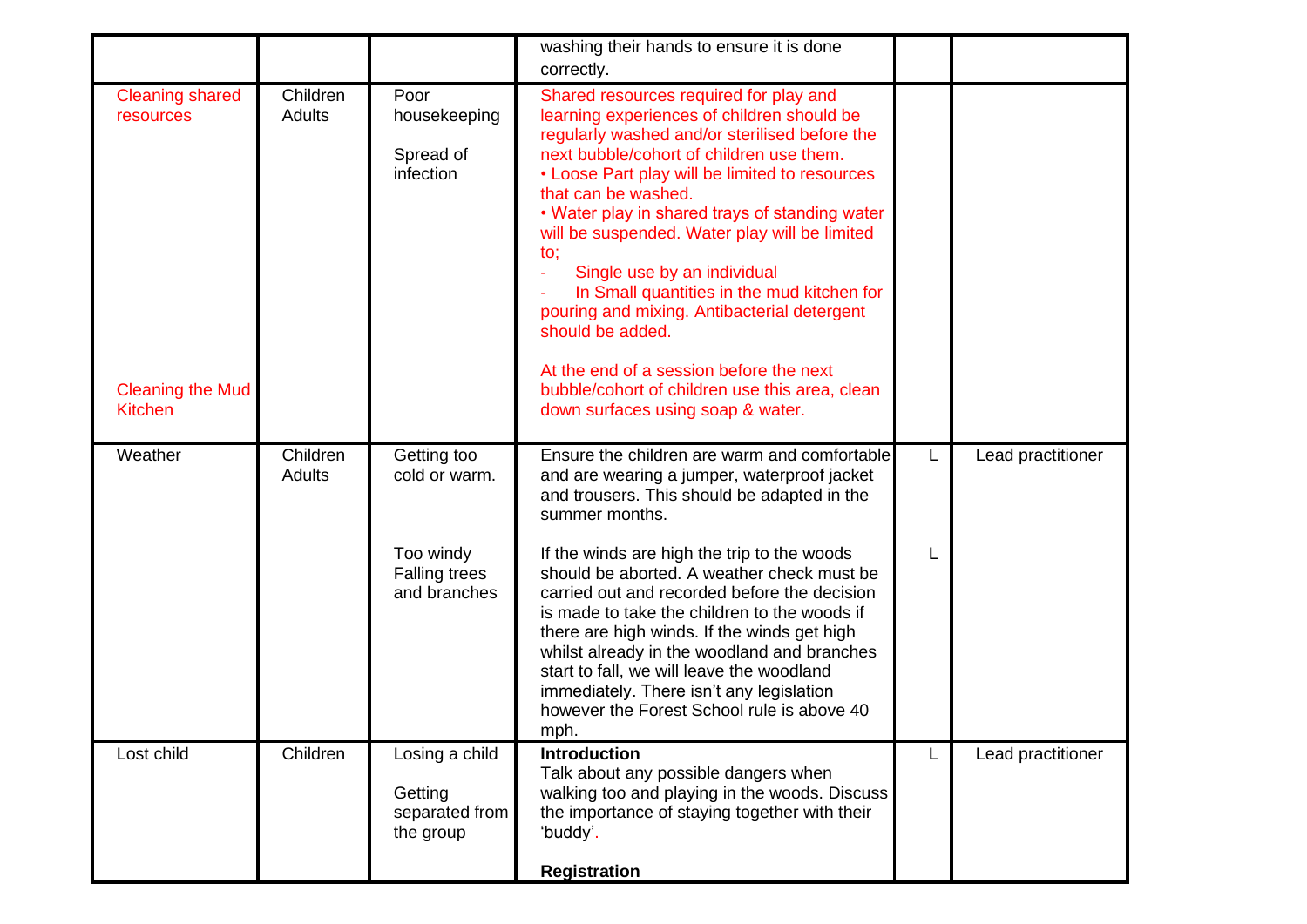| | | | | | |
|---|---|---|---|---|---|
| | | | washing their hands to ensure it is done correctly. | | |
| Cleaning shared resources<br><br>Cleaning the Mud Kitchen | Children<br>Adults | Poor housekeeping<br><br>Spread of infection | Shared resources required for play and learning experiences of children should be regularly washed and/or sterilised before the next bubble/cohort of children use them.<br>• Loose Part play will be limited to resources that can be washed.<br>• Water play in shared trays of standing water will be suspended. Water play will be limited to;<br>- Single use by an individual<br>- In Small quantities in the mud kitchen for pouring and mixing. Antibacterial detergent should be added.<br><br>At the end of a session before the next bubble/cohort of children use this area, clean down surfaces using soap & water. | | |
| Weather | Children<br>Adults | Getting too cold or warm.<br><br>Too windy<br>Falling trees and branches | Ensure the children are warm and comfortable and are wearing a jumper, waterproof jacket and trousers. This should be adapted in the summer months.<br><br>If the winds are high the trip to the woods should be aborted. A weather check must be carried out and recorded before the decision is made to take the children to the woods if there are high winds. If the winds get high whilst already in the woodland and branches start to fall, we will leave the woodland immediately. There isn't any legislation however the Forest School rule is above 40 mph. | L<br><br>L | Lead practitioner |
| Lost child | Children | Losing a child<br><br>Getting separated from the group | **Introduction**<br>Talk about any possible dangers when walking too and playing in the woods. Discuss the importance of staying together with their 'buddy'.<br><br>**Registration** | L | Lead practitioner |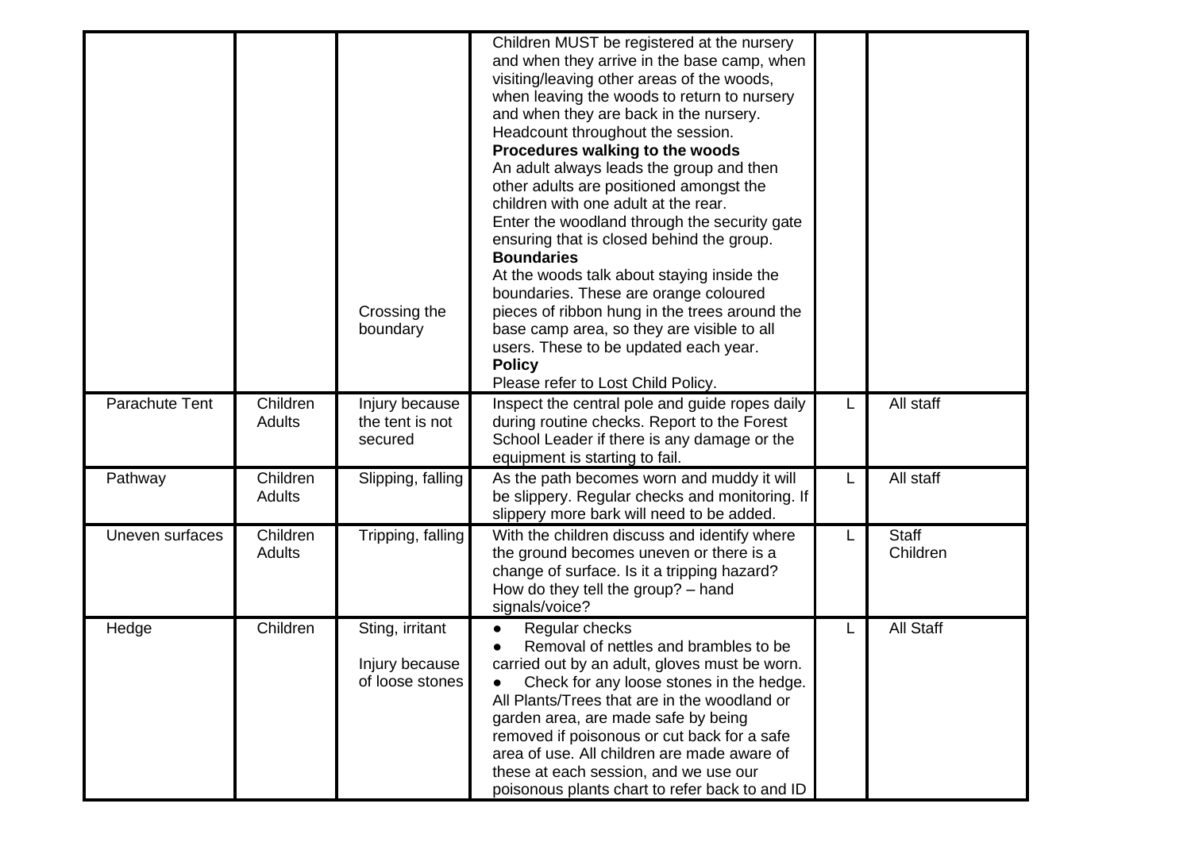| | | | | | |
|---|---|---|---|---|---|
| | | Crossing the boundary | Children MUST be registered at the nursery and when they arrive in the base camp, when visiting/leaving other areas of the woods, when leaving the woods to return to nursery and when they are back in the nursery.<br>Headcount throughout the session.<br>**Procedures walking to the woods**<br>An adult always leads the group and then other adults are positioned amongst the children with one adult at the rear.<br>Enter the woodland through the security gate ensuring that is closed behind the group.<br>**Boundaries**<br>At the woods talk about staying inside the boundaries. These are orange coloured pieces of ribbon hung in the trees around the base camp area, so they are visible to all users. These to be updated each year.<br>**Policy**<br>Please refer to Lost Child Policy. | | |
| Parachute Tent | Children<br>Adults | Injury because the tent is not secured | Inspect the central pole and guide ropes daily during routine checks. Report to the Forest School Leader if there is any damage or the equipment is starting to fail. | L | All staff |
| Pathway | Children<br>Adults | Slipping, falling | As the path becomes worn and muddy it will be slippery. Regular checks and monitoring. If slippery more bark will need to be added. | L | All staff |
| Uneven surfaces | Children<br>Adults | Tripping, falling | With the children discuss and identify where the ground becomes uneven or there is a change of surface. Is it a tripping hazard? How do they tell the group? – hand signals/voice? | L | Staff<br>Children |
| Hedge | Children | Sting, irritant<br><br>Injury because of loose stones | • Regular checks<br>• Removal of nettles and brambles to be carried out by an adult, gloves must be worn.<br>• Check for any loose stones in the hedge.<br>All Plants/Trees that are in the woodland or garden area, are made safe by being removed if poisonous or cut back for a safe area of use. All children are made aware of these at each session, and we use our poisonous plants chart to refer back to and ID | L | All Staff |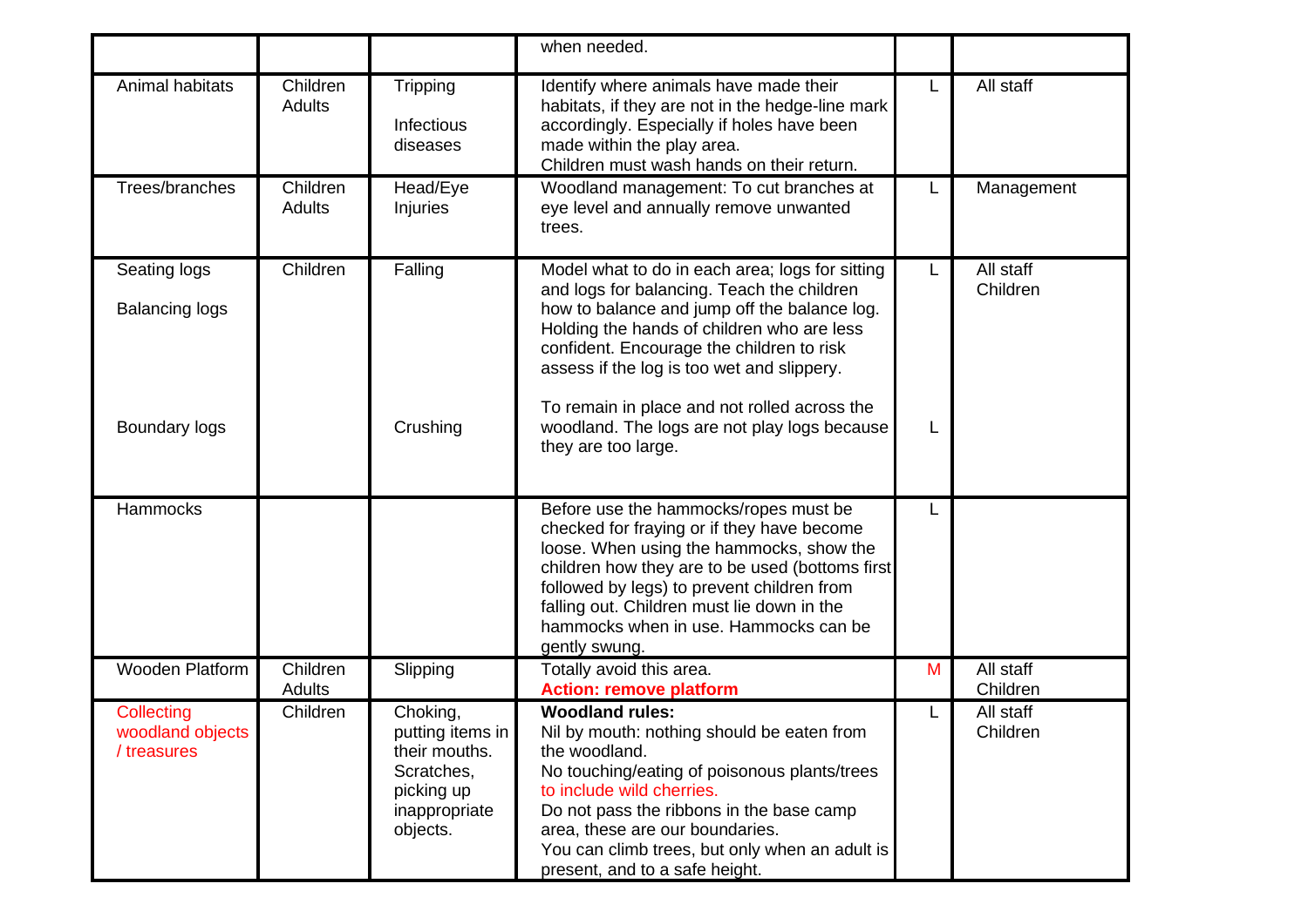| | | | when needed. | | |
|---|---|---|---|---|---|
| Animal habitats | Children Adults | Tripping<br><br>Infectious diseases | Identify where animals have made their habitats, if they are not in the hedge-line mark accordingly. Especially if holes have been made within the play area.<br>Children must wash hands on their return. | L | All staff |
| Trees/branches | Children Adults | Head/Eye Injuries | Woodland management: To cut branches at eye level and annually remove unwanted trees. | L | Management |
| Seating logs<br><br>Balancing logs<br><br><br><br><br>Boundary logs | Children | Falling<br><br><br><br><br><br><br>Crushing | Model what to do in each area; logs for sitting and logs for balancing. Teach the children how to balance and jump off the balance log. Holding the hands of children who are less confident. Encourage the children to risk assess if the log is too wet and slippery.<br><br>To remain in place and not rolled across the woodland. The logs are not play logs because they are too large. | L<br><br><br><br><br><br><br>L | All staff Children |
| Hammocks | | | Before use the hammocks/ropes must be checked for fraying or if they have become loose. When using the hammocks, show the children how they are to be used (bottoms first followed by legs) to prevent children from falling out. Children must lie down in the hammocks when in use. Hammocks can be gently swung. | L | |
| Wooden Platform | Children Adults | Slipping | Totally avoid this area.<br>**Action: remove platform** | M | All staff Children |
| Collecting woodland objects / treasures | Children | Choking, putting items in their mouths. Scratches, picking up inappropriate objects. | **Woodland rules:**<br>Nil by mouth: nothing should be eaten from the woodland.<br>No touching/eating of poisonous plants/trees to include wild cherries.<br>Do not pass the ribbons in the base camp area, these are our boundaries.<br>You can climb trees, but only when an adult is present, and to a safe height. | L | All staff Children |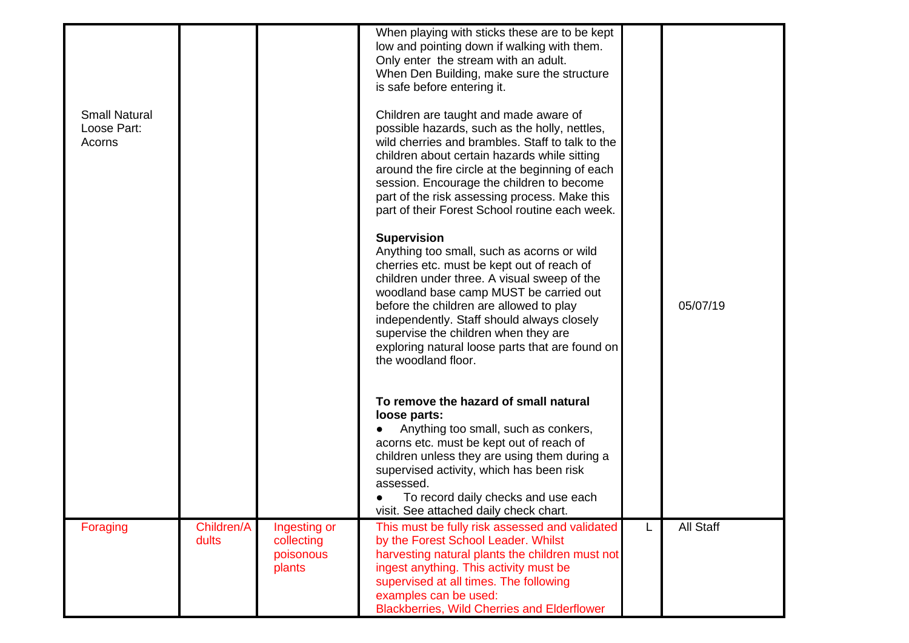| | | | | | |
|---|---|---|---|---|---|
| Small Natural Loose Part: Acorns | | | When playing with sticks these are to be kept low and pointing down if walking with them.<br>Only enter the stream with an adult.<br>When Den Building, make sure the structure is safe before entering it.<br><br>Children are taught and made aware of possible hazards, such as the holly, nettles, wild cherries and brambles. Staff to talk to the children about certain hazards while sitting around the fire circle at the beginning of each session. Encourage the children to become part of the risk assessing process. Make this part of their Forest School routine each week.<br><br>**Supervision**<br>Anything too small, such as acorns or wild cherries etc. must be kept out of reach of children under three. A visual sweep of the woodland base camp MUST be carried out before the children are allowed to play independently. Staff should always closely supervise the children when they are exploring natural loose parts that are found on the woodland floor.<br><br>**To remove the hazard of small natural loose parts:**<br>● Anything too small, such as conkers, acorns etc. must be kept out of reach of children unless they are using them during a supervised activity, which has been risk assessed.<br>● To record daily checks and use each visit. See attached daily check chart. | | 05/07/19 |
| Foraging | Children/Adults | Ingesting or collecting poisonous plants | This must be fully risk assessed and validated by the Forest School Leader. Whilst harvesting natural plants the children must not ingest anything. This activity must be supervised at all times. The following examples can be used:<br>Blackberries, Wild Cherries and Elderflower | L | All Staff |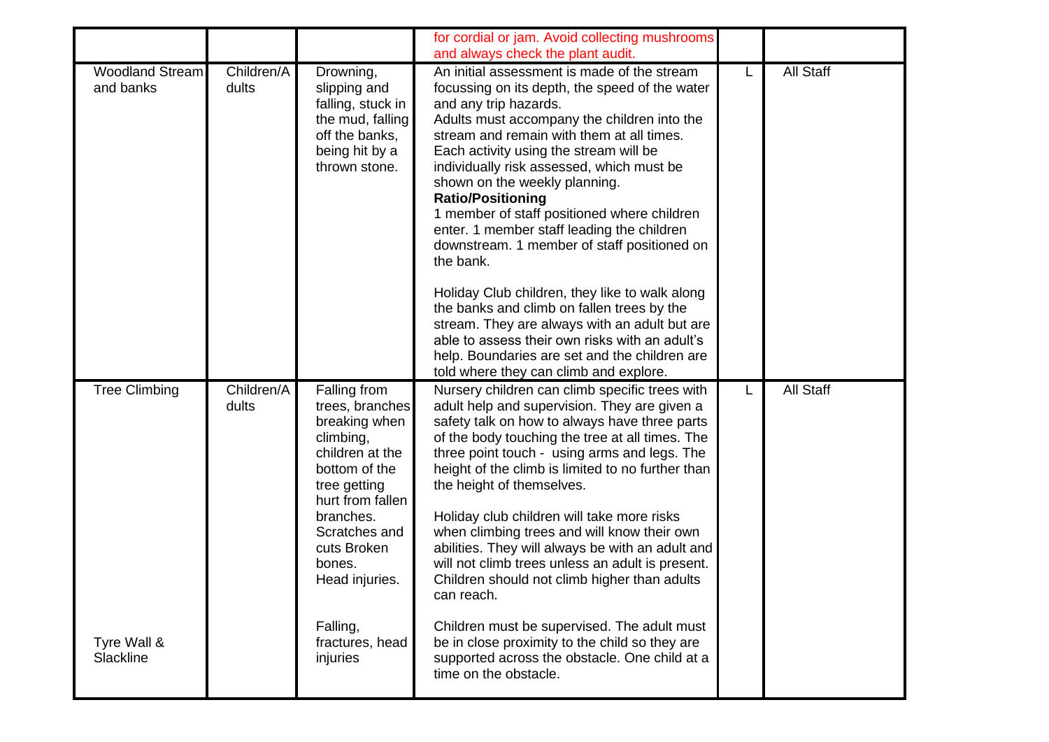| | | | | | |
|---|---|---|---|---|---|
| | | | for cordial or jam. Avoid collecting mushrooms and always check the plant audit. | | |
| Woodland Stream and banks | Children/Adults | Drowning, slipping and falling, stuck in the mud, falling off the banks, being hit by a thrown stone. | An initial assessment is made of the stream focussing on its depth, the speed of the water and any trip hazards.<br>Adults must accompany the children into the stream and remain with them at all times.<br>Each activity using the stream will be individually risk assessed, which must be shown on the weekly planning.<br>**Ratio/Positioning**<br>1 member of staff positioned where children enter. 1 member staff leading the children downstream. 1 member of staff positioned on the bank.<br><br>Holiday Club children, they like to walk along the banks and climb on fallen trees by the stream. They are always with an adult but are able to assess their own risks with an adult's help. Boundaries are set and the children are told where they can climb and explore. | L | All Staff |
| Tree Climbing<br><br><br><br><br><br><br><br><br><br><br><br><br>Tyre Wall & Slackline | Children/Adults | Falling from trees, branches breaking when climbing, children at the bottom of the tree getting hurt from fallen branches. Scratches and cuts Broken bones. Head injuries.<br><br>Falling, fractures, head injuries | Nursery children can climb specific trees with adult help and supervision. They are given a safety talk on how to always have three parts of the body touching the tree at all times. The three point touch - using arms and legs. The height of the climb is limited to no further than the height of themselves.<br><br>Holiday club children will take more risks when climbing trees and will know their own abilities. They will always be with an adult and will not climb trees unless an adult is present. Children should not climb higher than adults can reach.<br><br>Children must be supervised. The adult must be in close proximity to the child so they are supported across the obstacle. One child at a time on the obstacle. | L | All Staff |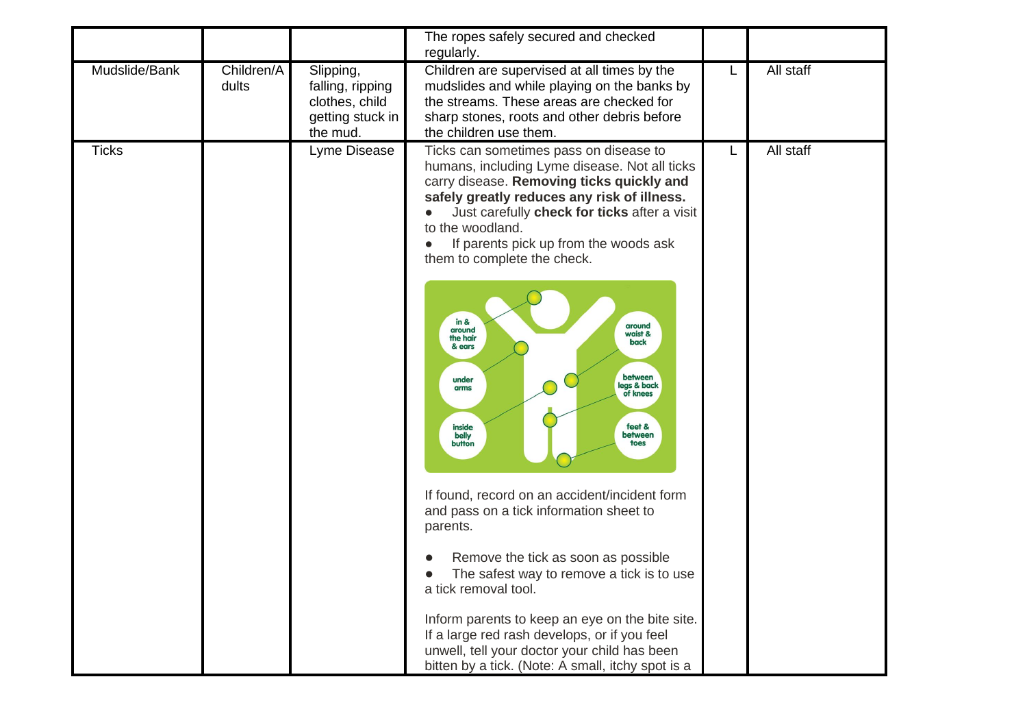| | | | | | |
|---|---|---|---|---|---|
| | | | The ropes safely secured and checked regularly. | | |
| Mudslide/Bank | Children/Adults | Slipping, falling, ripping clothes, child getting stuck in the mud. | Children are supervised at all times by the mudslides and while playing on the banks by the streams. These areas are checked for sharp stones, roots and other debris before the children use them. | L | All staff |
| Ticks | | Lyme Disease | Ticks can sometimes pass on disease to humans, including Lyme disease. Not all ticks carry disease. **Removing ticks quickly and safely greatly reduces any risk of illness.**<br>● Just carefully **check for ticks** after a visit to the woodland.<br>● If parents pick up from the woods ask them to complete the check.<br><br>in & around the hair & ears; under arms; inside belly button; around waist & back; between legs & back of knees; feet & between toes<br><br>If found, record on an accident/incident form and pass on a tick information sheet to parents.<br><br>● Remove the tick as soon as possible<br>● The safest way to remove a tick is to use a tick removal tool.<br><br>Inform parents to keep an eye on the bite site. If a large red rash develops, or if you feel unwell, tell your doctor your child has been bitten by a tick. (Note: A small, itchy spot is a | L | All staff |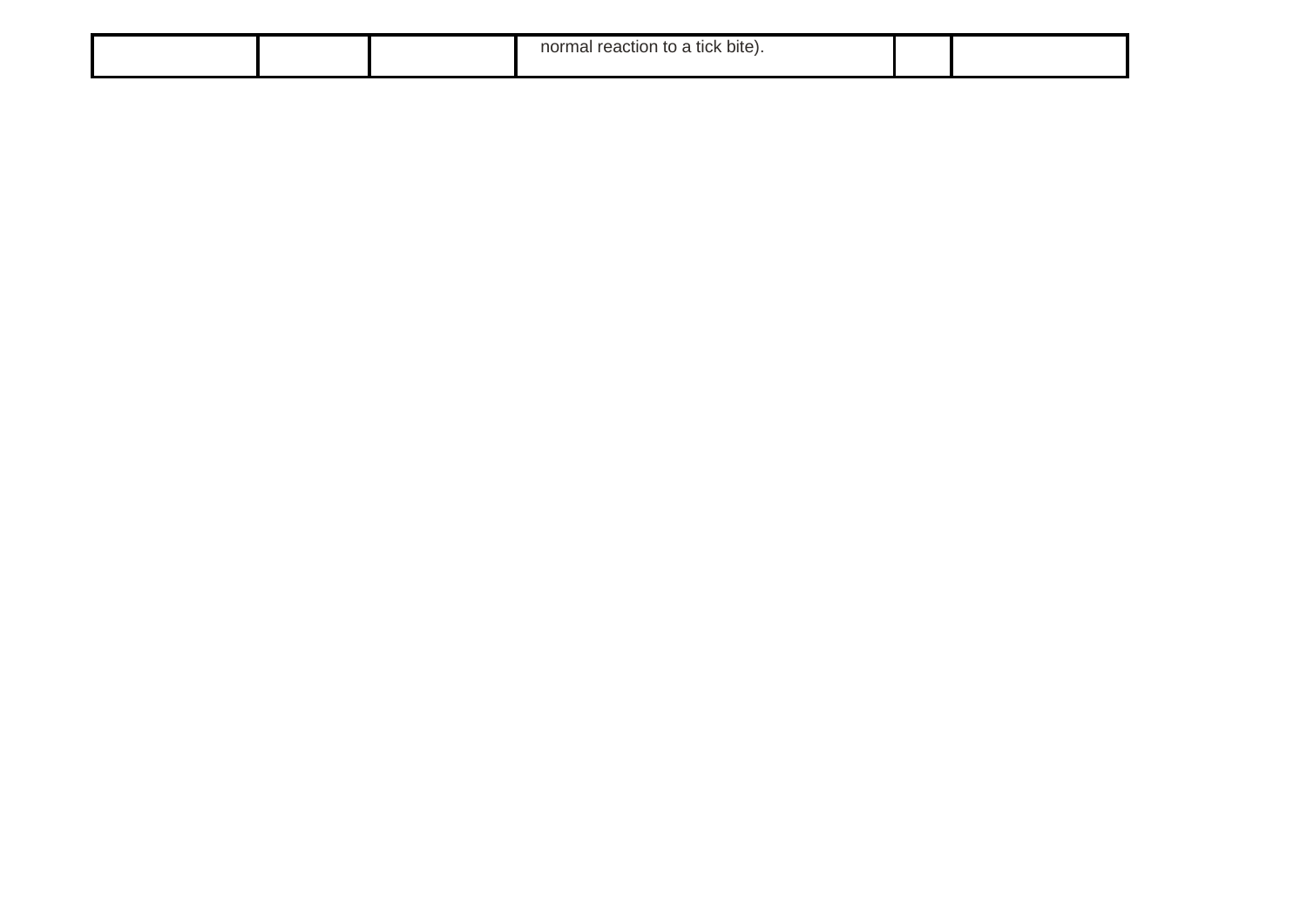| | | | | | |
|---|---|---|---|---|---|
| | | | normal reaction to a tick bite). | | |